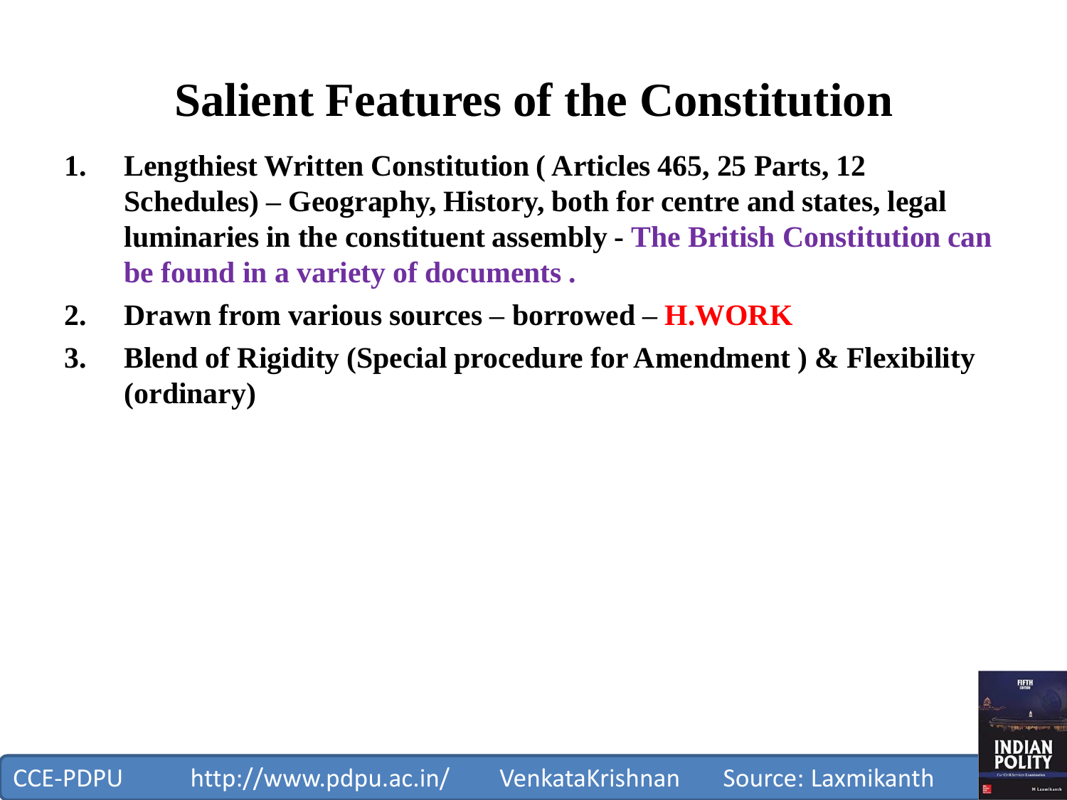# Salient Features of the Constitution

1. **Lengthiest Written Constitution ( Articles 465, 25 Parts, 12 Schedules) – Geography, History, both for centre and states, legal luminaries in the constituent assembly - The British Constitution can be found in a variety of documents .**
2. **Drawn from various sources – borrowed – H.WORK**
3. **Blend of Rigidity (Special procedure for Amendment ) & Flexibility (ordinary)**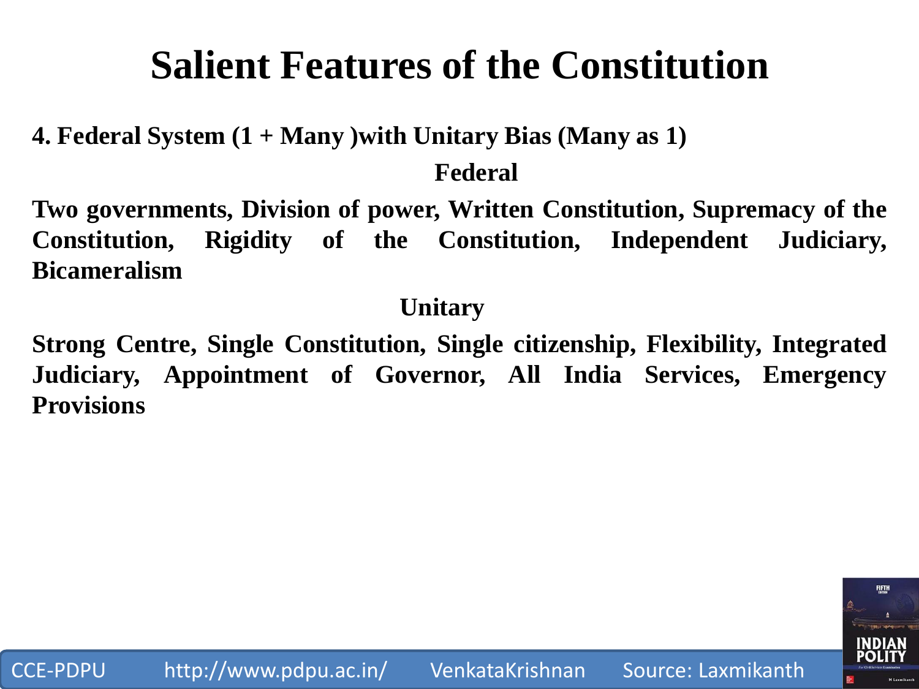# Salient Features of the Constitution

**4. Federal System (1 + Many )with Unitary Bias (Many as 1)**

**Federal**

**Two governments, Division of power, Written Constitution, Supremacy of the Constitution, Rigidity of the Constitution, Independent Judiciary, Bicameralism**

**Unitary**

**Strong Centre, Single Constitution, Single citizenship, Flexibility, Integrated Judiciary, Appointment of Governor, All India Services, Emergency Provisions**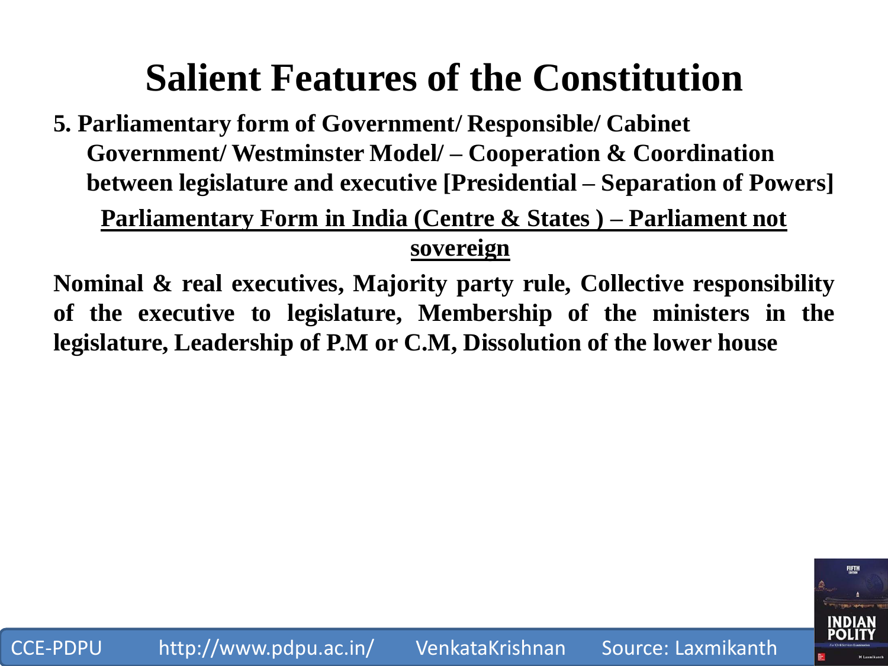# Salient Features of the Constitution

**5. Parliamentary form of Government/ Responsible/ Cabinet Government/ Westminster Model/ – Cooperation & Coordination between legislature and executive [Presidential – Separation of Powers]**

**<u>Parliamentary Form in India (Centre & States ) – Parliament not sovereign</u>**

**Nominal & real executives, Majority party rule, Collective responsibility of the executive to legislature, Membership of the ministers in the legislature, Leadership of P.M or C.M, Dissolution of the lower house**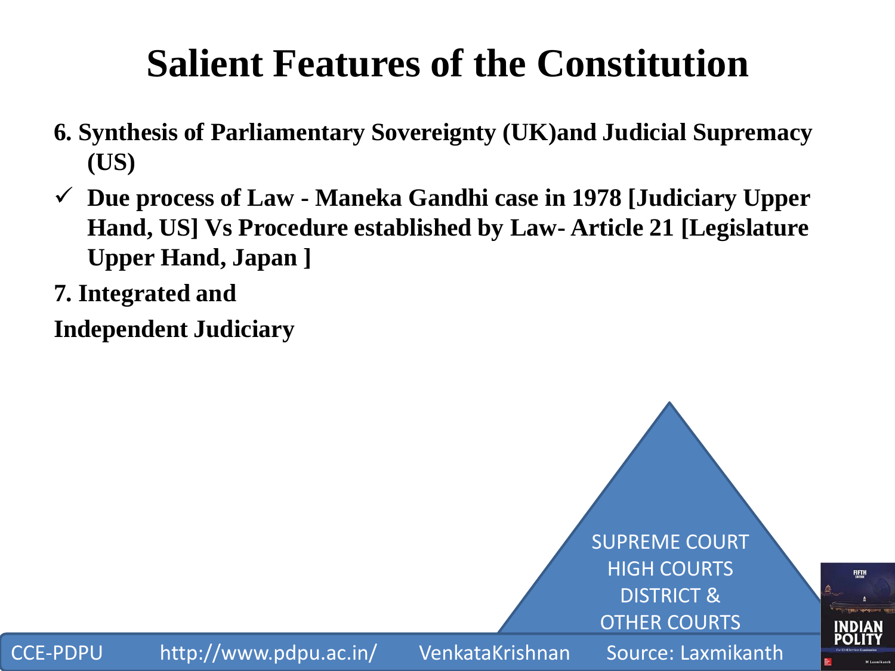# Salient Features of the Constitution

**6. Synthesis of Parliamentary Sovereignty (UK)and Judicial Supremacy (US)**

- ✓ **Due process of Law - Maneka Gandhi case in 1978 [Judiciary Upper Hand, US] Vs Procedure established by Law- Article 21 [Legislature Upper Hand, Japan ]**

**7. Integrated and**

**Independent Judiciary**

SUPREME COURT
HIGH COURTS
DISTRICT &
OTHER COURTS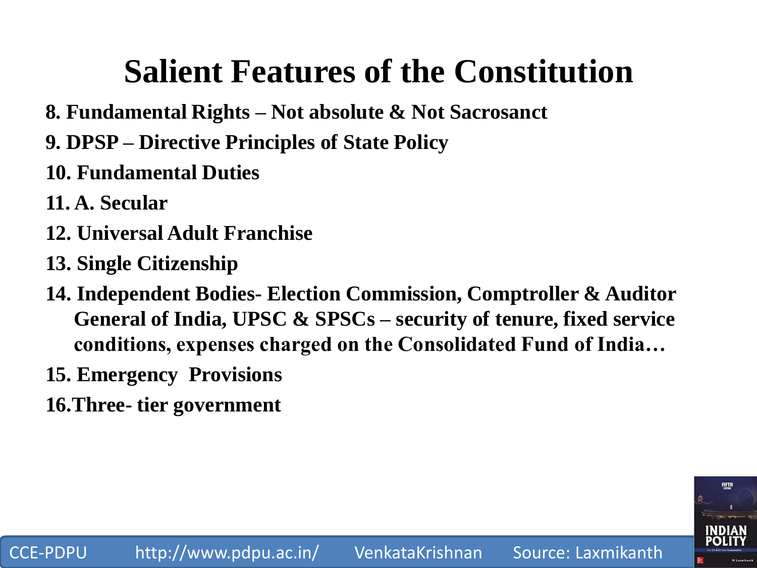# Salient Features of the Constitution

8. Fundamental Rights – Not absolute & Not Sacrosanct
9. DPSP – Directive Principles of State Policy
10. Fundamental Duties
11. A. Secular
12. Universal Adult Franchise
13. Single Citizenship
14. Independent Bodies- Election Commission, Comptroller & Auditor General of India, UPSC & SPSCs – security of tenure, fixed service conditions, expenses charged on the Consolidated Fund of India…
15. Emergency Provisions
16. Three- tier government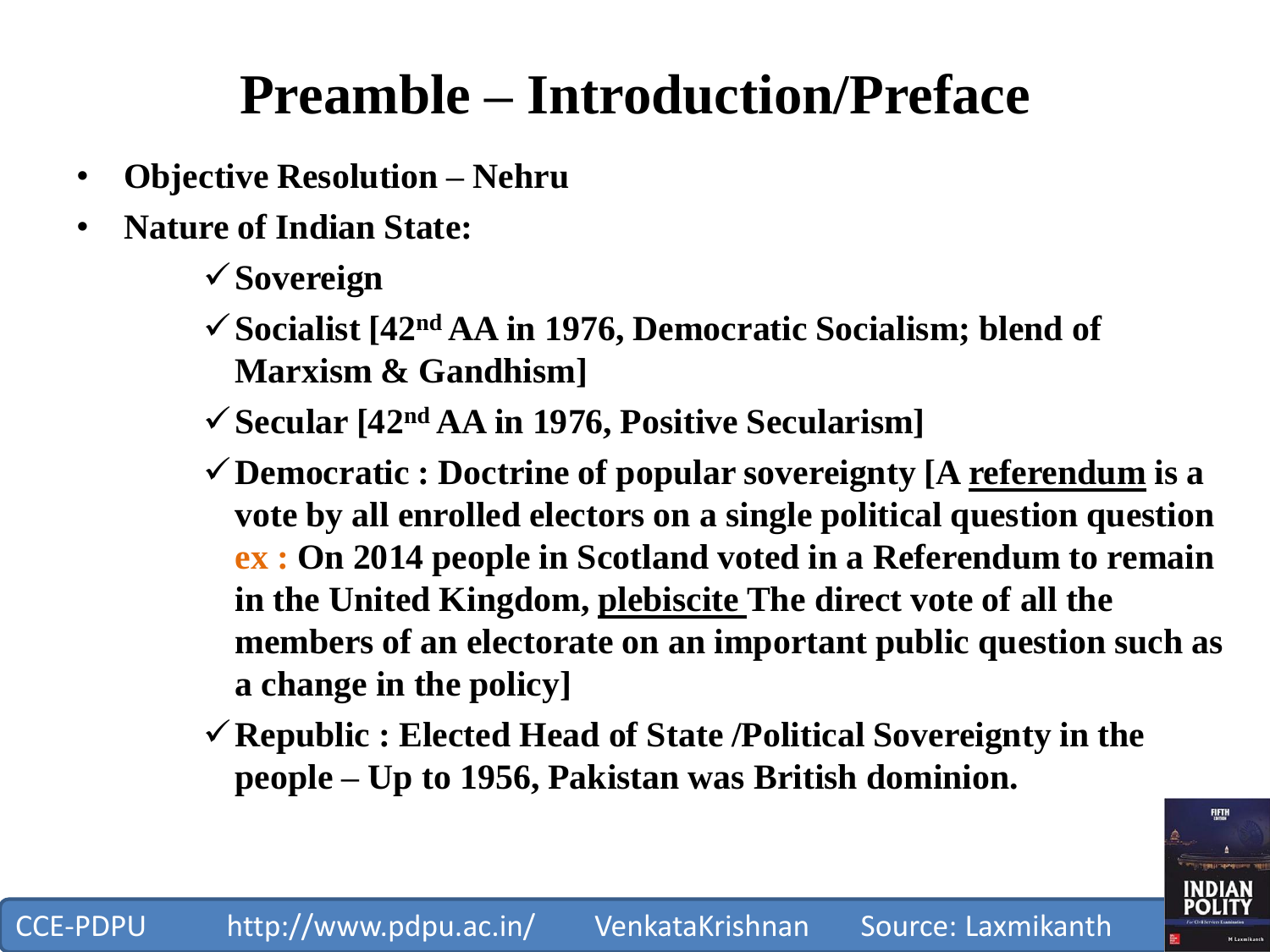# Preamble – Introduction/Preface

- **Objective Resolution – Nehru**
- **Nature of Indian State:**
  - ✓ **Sovereign**
  - ✓ **Socialist [42nd AA in 1976, Democratic Socialism; blend of Marxism & Gandhism]**
  - ✓ **Secular [42nd AA in 1976, Positive Secularism]**
  - ✓ **Democratic : Doctrine of popular sovereignty [A referendum is a vote by all enrolled electors on a single political question question ex : On 2014 people in Scotland voted in a Referendum to remain in the United Kingdom, plebiscite The direct vote of all the members of an electorate on an important public question such as a change in the policy]**
  - ✓ **Republic : Elected Head of State /Political Sovereignty in the people – Up to 1956, Pakistan was British dominion.**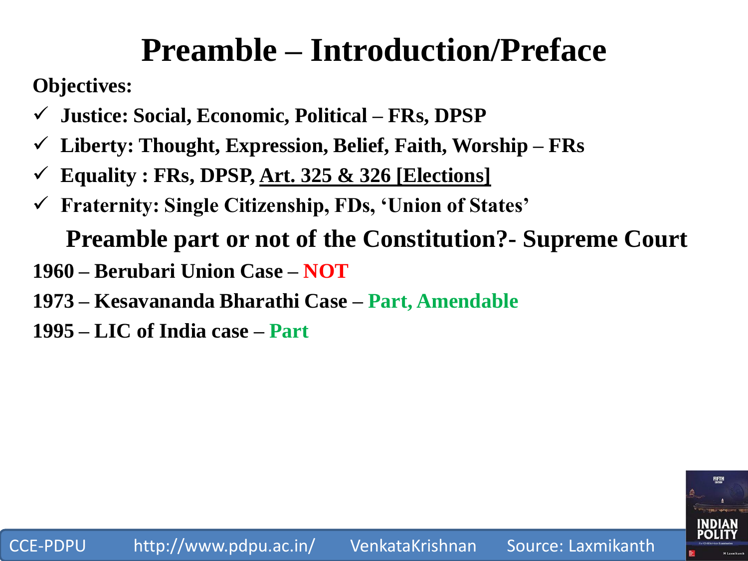# Preamble – Introduction/Preface

**Objectives:**

- ✓ **Justice: Social, Economic, Political – FRs, DPSP**
- ✓ **Liberty: Thought, Expression, Belief, Faith, Worship – FRs**
- ✓ **Equality : FRs, DPSP, Art. 325 & 326 [Elections]**
- ✓ **Fraternity: Single Citizenship, FDs, 'Union of States'**

## Preamble part or not of the Constitution?- Supreme Court

**1960 – Berubari Union Case – NOT**

**1973 – Kesavananda Bharathi Case – Part, Amendable**

**1995 – LIC of India case – Part**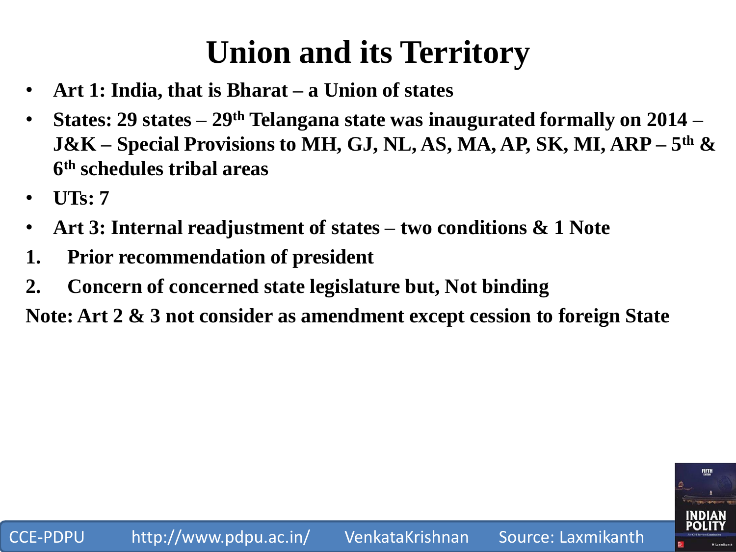# Union and its Territory

- **Art 1: India, that is Bharat – a Union of states**
- **States: 29 states – 29th Telangana state was inaugurated formally on 2014 – J&K – Special Provisions to MH, GJ, NL, AS, MA, AP, SK, MI, ARP – 5th & 6th schedules tribal areas**
- **UTs: 7**
- **Art 3: Internal readjustment of states – two conditions & 1 Note**

1. **Prior recommendation of president**
2. **Concern of concerned state legislature but, Not binding**

**Note: Art 2 & 3 not consider as amendment except cession to foreign State**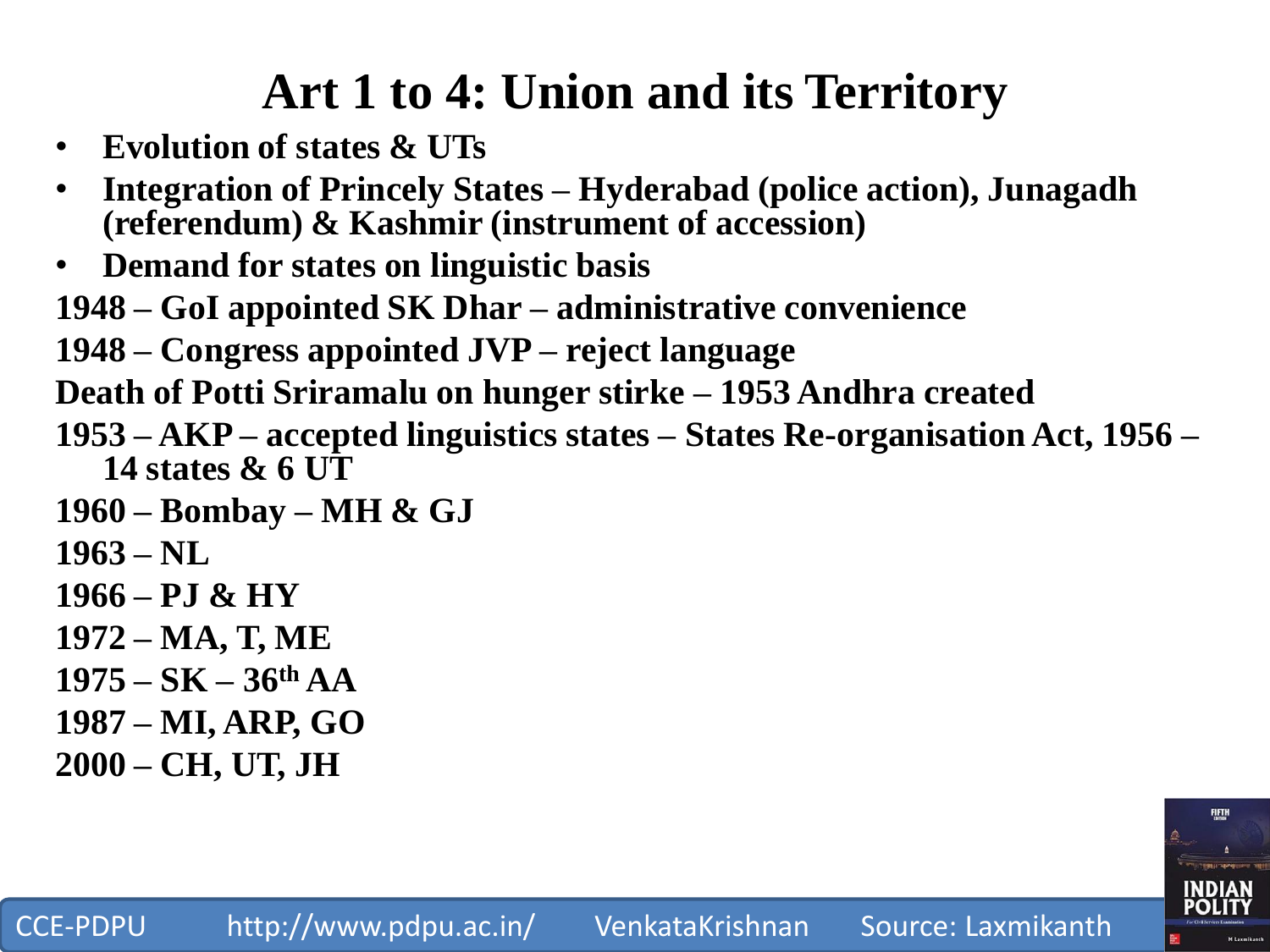# Art 1 to 4: Union and its Territory

- **Evolution of states & UTs**
- **Integration of Princely States – Hyderabad (police action), Junagadh (referendum) & Kashmir (instrument of accession)**
- **Demand for states on linguistic basis**

**1948 – GoI appointed SK Dhar – administrative convenience**

**1948 – Congress appointed JVP – reject language**

**Death of Potti Sriramalu on hunger stirke – 1953 Andhra created**

**1953 – AKP – accepted linguistics states – States Re-organisation Act, 1956 – 14 states & 6 UT**

**1960 – Bombay – MH & GJ**

**1963 – NL**

**1966 – PJ & HY**

**1972 – MA, T, ME**

**1975 – SK – 36th AA**

**1987 – MI, ARP, GO**

**2000 – CH, UT, JH**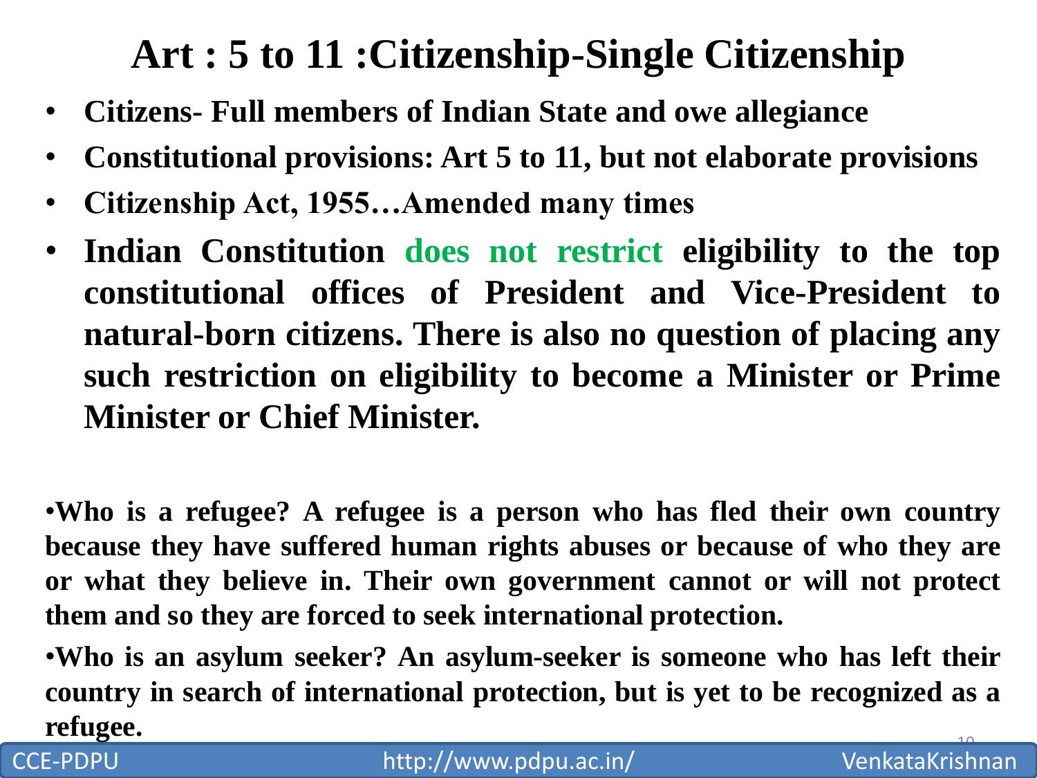# Art : 5 to 11 :Citizenship-Single Citizenship

- **Citizens- Full members of Indian State and owe allegiance**
- **Constitutional provisions: Art 5 to 11, but not elaborate provisions**
- **Citizenship Act, 1955…Amended many times**
- **Indian Constitution does not restrict eligibility to the top constitutional offices of President and Vice-President to natural-born citizens. There is also no question of placing any such restriction on eligibility to become a Minister or Prime Minister or Chief Minister.**

- **Who is a refugee? A refugee is a person who has fled their own country because they have suffered human rights abuses or because of who they are or what they believe in. Their own government cannot or will not protect them and so they are forced to seek international protection.**
- **Who is an asylum seeker? An asylum-seeker is someone who has left their country in search of international protection, but is yet to be recognized as a refugee.**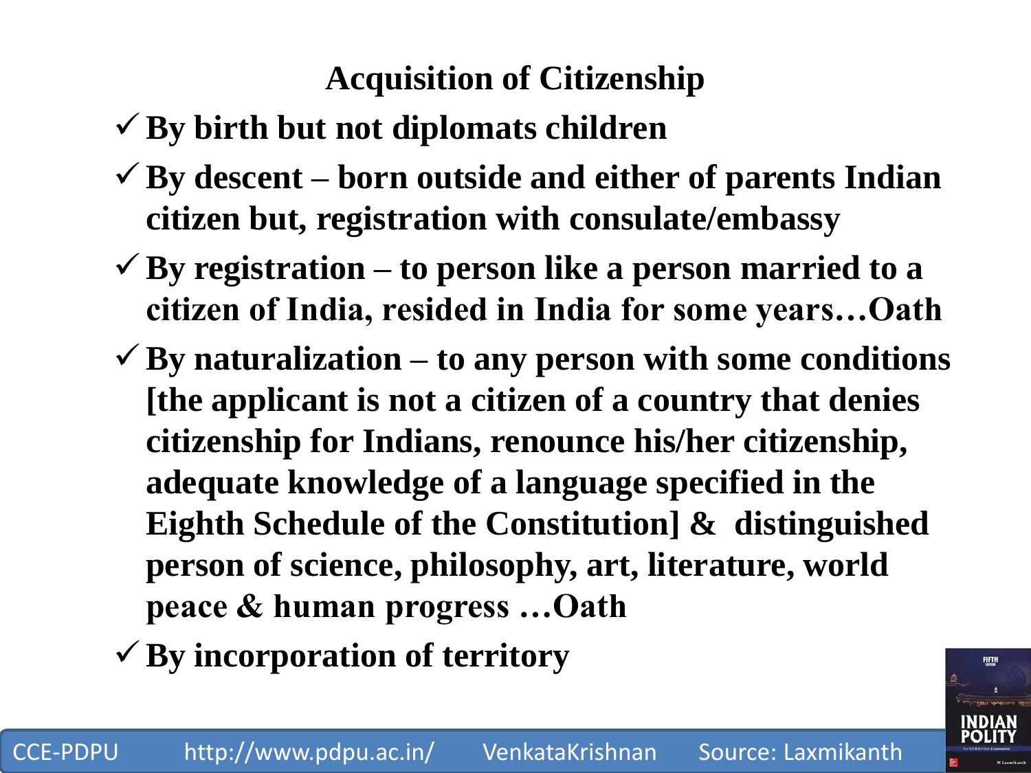# Acquisition of Citizenship

- ✓ **By birth but not diplomats children**
- ✓ **By descent – born outside and either of parents Indian citizen but, registration with consulate/embassy**
- ✓ **By registration – to person like a person married to a citizen of India, resided in India for some years…Oath**
- ✓ **By naturalization – to any person with some conditions [the applicant is not a citizen of a country that denies citizenship for Indians, renounce his/her citizenship, adequate knowledge of a language specified in the Eighth Schedule of the Constitution] & distinguished person of science, philosophy, art, literature, world peace & human progress …Oath**
- ✓ **By incorporation of territory**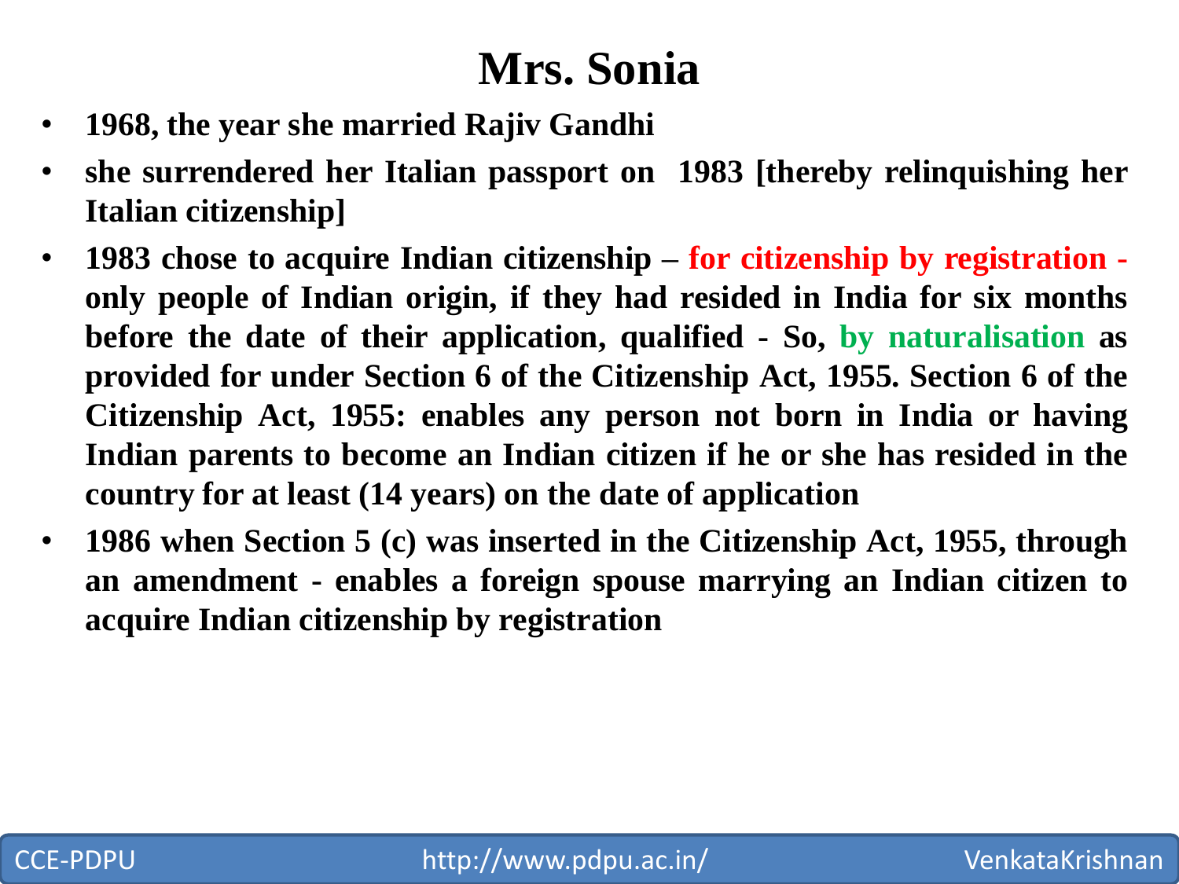# Mrs. Sonia

- **1968, the year she married Rajiv Gandhi**
- **she surrendered her Italian passport on 1983 [thereby relinquishing her Italian citizenship]**
- **1983 chose to acquire Indian citizenship – for citizenship by registration - only people of Indian origin, if they had resided in India for six months before the date of their application, qualified - So, by naturalisation as provided for under Section 6 of the Citizenship Act, 1955. Section 6 of the Citizenship Act, 1955: enables any person not born in India or having Indian parents to become an Indian citizen if he or she has resided in the country for at least (14 years) on the date of application**
- **1986 when Section 5 (c) was inserted in the Citizenship Act, 1955, through an amendment - enables a foreign spouse marrying an Indian citizen to acquire Indian citizenship by registration**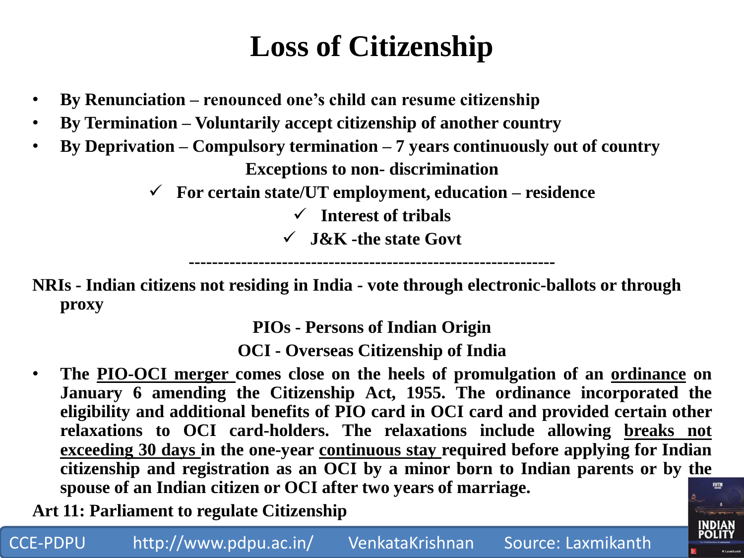# Loss of Citizenship

- **By Renunciation – renounced one's child can resume citizenship**
- **By Termination – Voluntarily accept citizenship of another country**
- **By Deprivation – Compulsory termination – 7 years continuously out of country**

**Exceptions to non- discrimination**

- ✓ **For certain state/UT employment, education – residence**
- ✓ **Interest of tribals**
- ✓ **J&K -the state Govt**

---

**NRIs - Indian citizens not residing in India - vote through electronic-ballots or through proxy**

**PIOs - Persons of Indian Origin**

**OCI - Overseas Citizenship of India**

- **The <u>PIO-OCI merger</u> comes close on the heels of promulgation of an <u>ordinance</u> on January 6 amending the Citizenship Act, 1955. The ordinance incorporated the eligibility and additional benefits of PIO card in OCI card and provided certain other relaxations to OCI card-holders. The relaxations include allowing <u>breaks not exceeding 30 days</u> in the one-year <u>continuous stay</u> required before applying for Indian citizenship and registration as an OCI by a minor born to Indian parents or by the spouse of an Indian citizen or OCI after two years of marriage.**

**Art 11: Parliament to regulate Citizenship**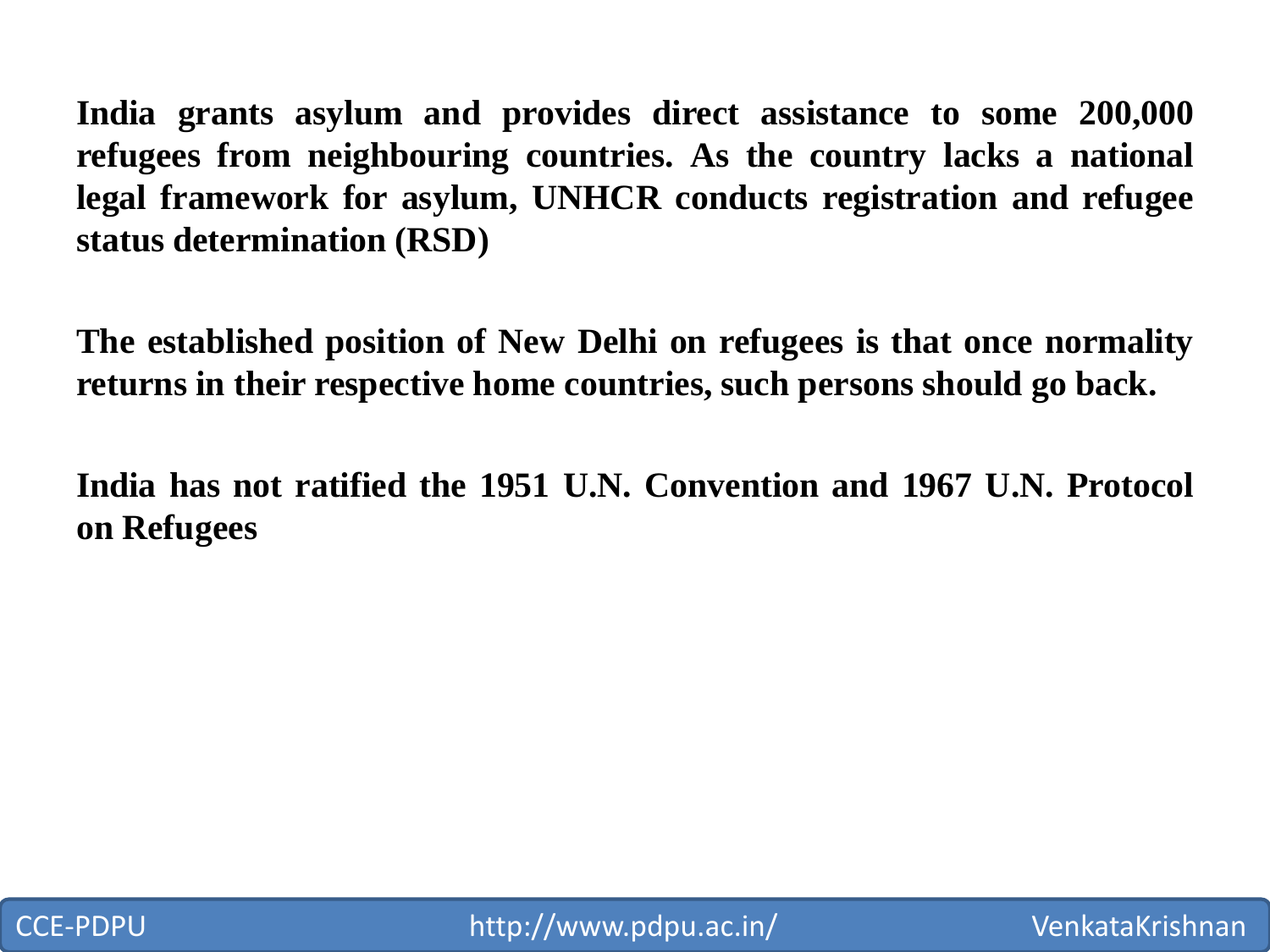**India grants asylum and provides direct assistance to some 200,000 refugees from neighbouring countries. As the country lacks a national legal framework for asylum, UNHCR conducts registration and refugee status determination (RSD)**

**The established position of New Delhi on refugees is that once normality returns in their respective home countries, such persons should go back.**

**India has not ratified the 1951 U.N. Convention and 1967 U.N. Protocol on Refugees**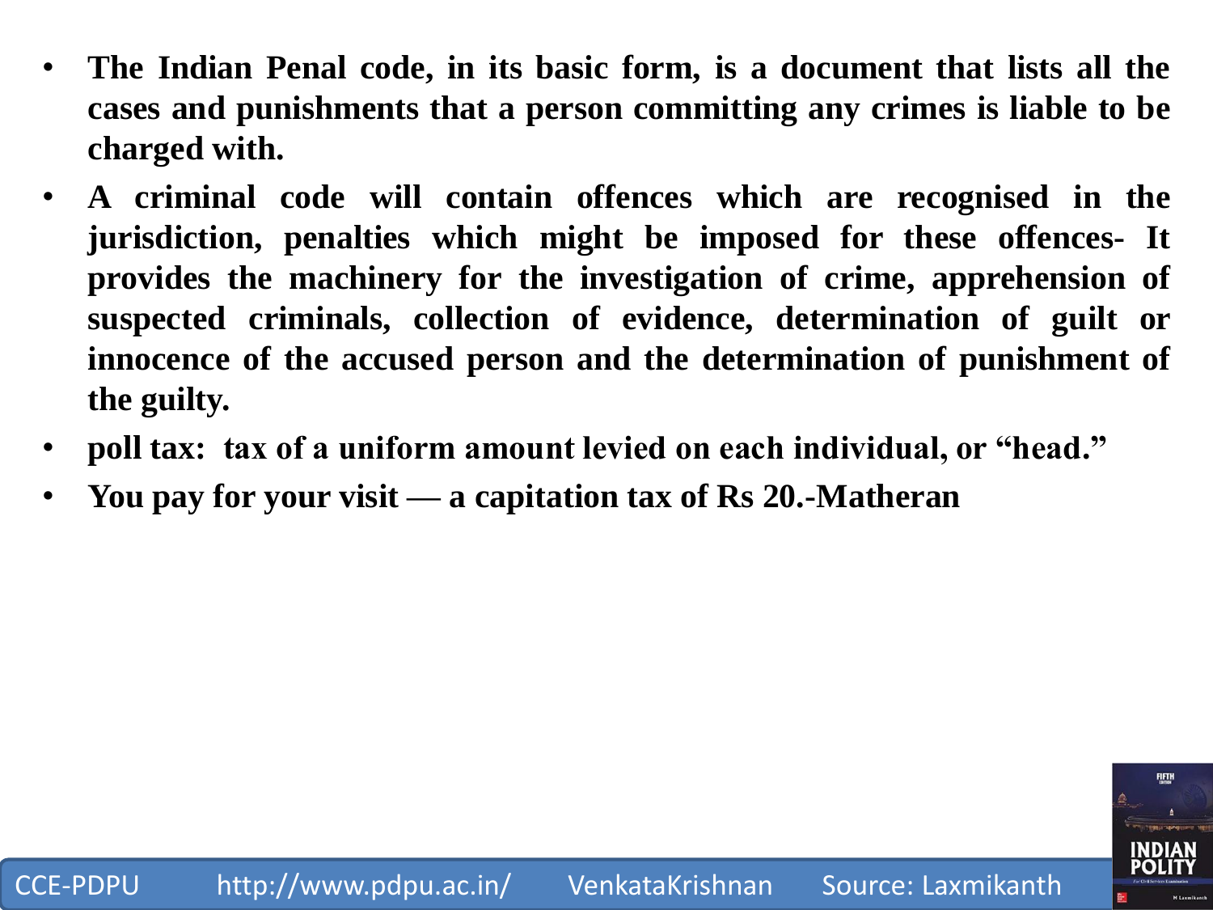- **The Indian Penal code, in its basic form, is a document that lists all the cases and punishments that a person committing any crimes is liable to be charged with.**
- **A criminal code will contain offences which are recognised in the jurisdiction, penalties which might be imposed for these offences- It provides the machinery for the investigation of crime, apprehension of suspected criminals, collection of evidence, determination of guilt or innocence of the accused person and the determination of punishment of the guilty.**
- **poll tax: tax of a uniform amount levied on each individual, or "head."**
- **You pay for your visit — a capitation tax of Rs 20.-Matheran**